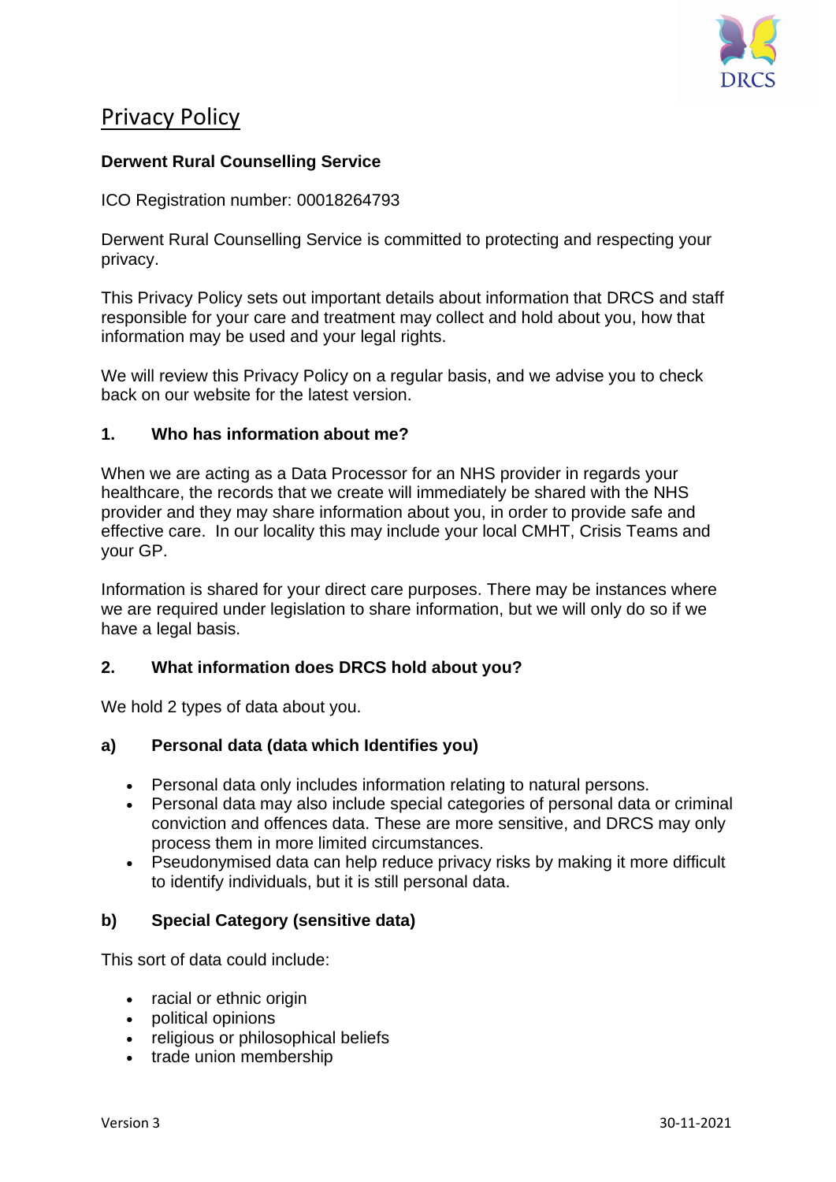# Privacy Policy

**Derwent Rural Counselling Service**

ICO Registration number: 00018264793

Derwent Rural Counselling Service is committed to protecting and respecting your privacy.

This Privacy Policy sets out important details about information that DRCS and staff responsible for your care and treatment may collect and hold about you, how that information may be used and your legal rights.

We will review this Privacy Policy on a regular basis, and we advise you to check back on our website for the latest version.

## 1. Who has information about me?

When we are acting as a Data Processor for an NHS provider in regards your healthcare, the records that we create will immediately be shared with the NHS provider and they may share information about you, in order to provide safe and effective care. In our locality this may include your local CMHT, Crisis Teams and your GP.

Information is shared for your direct care purposes. There may be instances where we are required under legislation to share information, but we will only do so if we have a legal basis.

## 2. What information does DRCS hold about you?

We hold 2 types of data about you.

### a) Personal data (data which Identifies you)

- Personal data only includes information relating to natural persons.
- Personal data may also include special categories of personal data or criminal conviction and offences data. These are more sensitive, and DRCS may only process them in more limited circumstances.
- Pseudonymised data can help reduce privacy risks by making it more difficult to identify individuals, but it is still personal data.

### b) Special Category (sensitive data)

This sort of data could include:

- racial or ethnic origin
- political opinions
- religious or philosophical beliefs
- trade union membership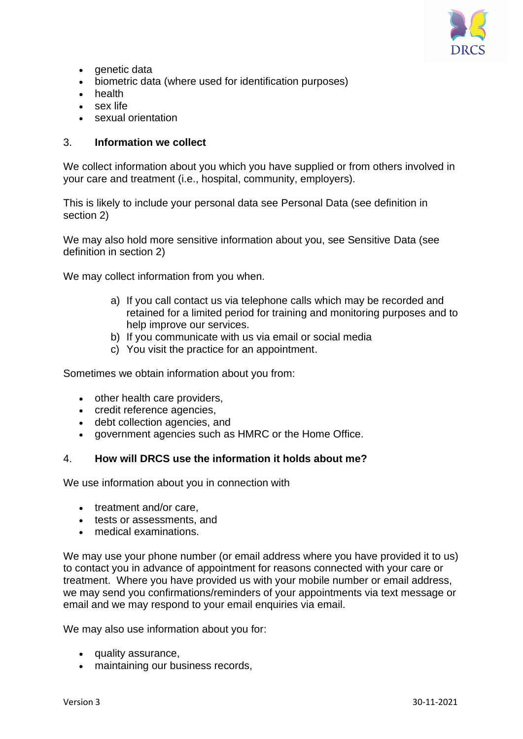- genetic data
- biometric data (where used for identification purposes)
- health
- sex life
- sexual orientation

## 3. Information we collect

We collect information about you which you have supplied or from others involved in your care and treatment (i.e., hospital, community, employers).

This is likely to include your personal data see Personal Data (see definition in section 2)

We may also hold more sensitive information about you, see Sensitive Data (see definition in section 2)

We may collect information from you when.

a) If you call contact us via telephone calls which may be recorded and retained for a limited period for training and monitoring purposes and to help improve our services.
b) If you communicate with us via email or social media
c) You visit the practice for an appointment.

Sometimes we obtain information about you from:

- other health care providers,
- credit reference agencies,
- debt collection agencies, and
- government agencies such as HMRC or the Home Office.

## 4. How will DRCS use the information it holds about me?

We use information about you in connection with

- treatment and/or care,
- tests or assessments, and
- medical examinations.

We may use your phone number (or email address where you have provided it to us) to contact you in advance of appointment for reasons connected with your care or treatment. Where you have provided us with your mobile number or email address, we may send you confirmations/reminders of your appointments via text message or email and we may respond to your email enquiries via email.

We may also use information about you for:

- quality assurance,
- maintaining our business records,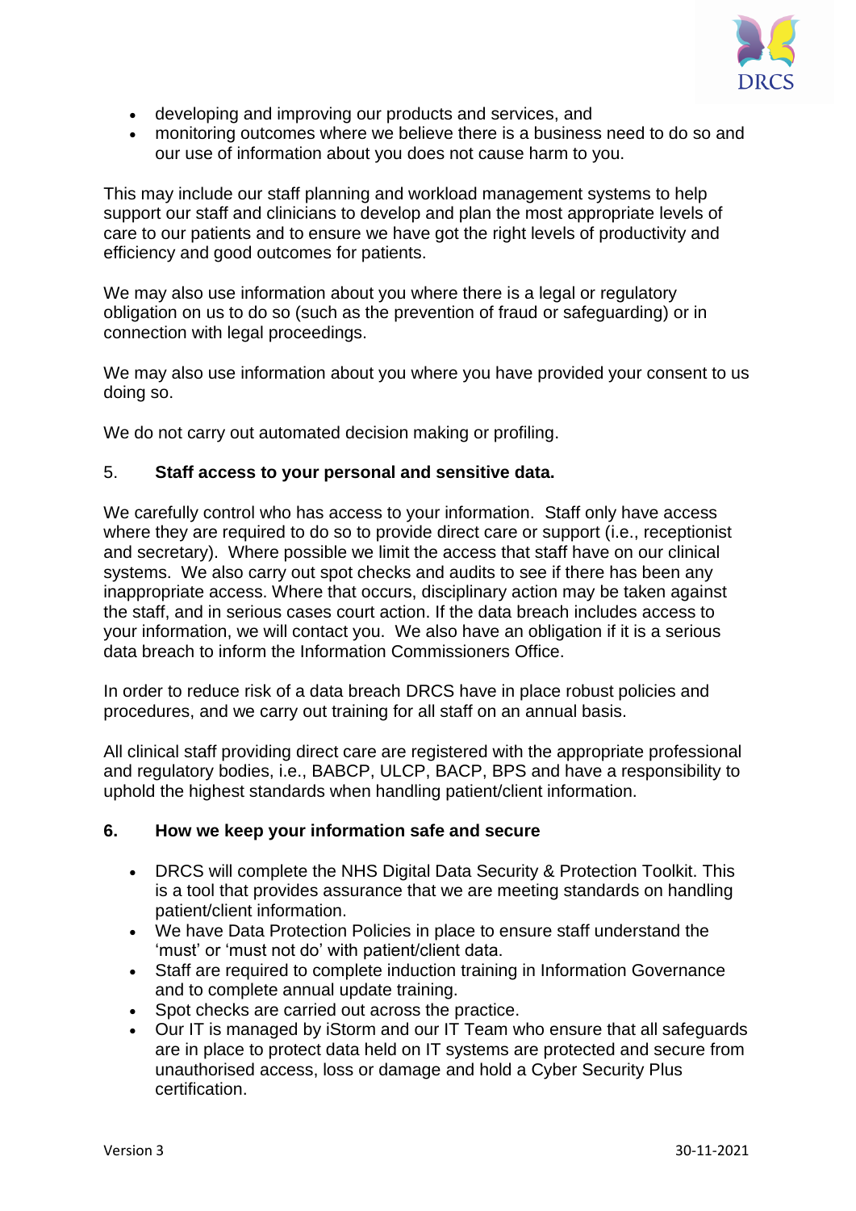- developing and improving our products and services, and
- monitoring outcomes where we believe there is a business need to do so and our use of information about you does not cause harm to you.

This may include our staff planning and workload management systems to help support our staff and clinicians to develop and plan the most appropriate levels of care to our patients and to ensure we have got the right levels of productivity and efficiency and good outcomes for patients.

We may also use information about you where there is a legal or regulatory obligation on us to do so (such as the prevention of fraud or safeguarding) or in connection with legal proceedings.

We may also use information about you where you have provided your consent to us doing so.

We do not carry out automated decision making or profiling.

## 5. **Staff access to your personal and sensitive data.**

We carefully control who has access to your information. Staff only have access where they are required to do so to provide direct care or support (i.e., receptionist and secretary). Where possible we limit the access that staff have on our clinical systems. We also carry out spot checks and audits to see if there has been any inappropriate access. Where that occurs, disciplinary action may be taken against the staff, and in serious cases court action. If the data breach includes access to your information, we will contact you. We also have an obligation if it is a serious data breach to inform the Information Commissioners Office.

In order to reduce risk of a data breach DRCS have in place robust policies and procedures, and we carry out training for all staff on an annual basis.

All clinical staff providing direct care are registered with the appropriate professional and regulatory bodies, i.e., BABCP, ULCP, BACP, BPS and have a responsibility to uphold the highest standards when handling patient/client information.

## 6. **How we keep your information safe and secure**

- DRCS will complete the NHS Digital Data Security & Protection Toolkit. This is a tool that provides assurance that we are meeting standards on handling patient/client information.
- We have Data Protection Policies in place to ensure staff understand the 'must' or 'must not do' with patient/client data.
- Staff are required to complete induction training in Information Governance and to complete annual update training.
- Spot checks are carried out across the practice.
- Our IT is managed by iStorm and our IT Team who ensure that all safeguards are in place to protect data held on IT systems are protected and secure from unauthorised access, loss or damage and hold a Cyber Security Plus certification.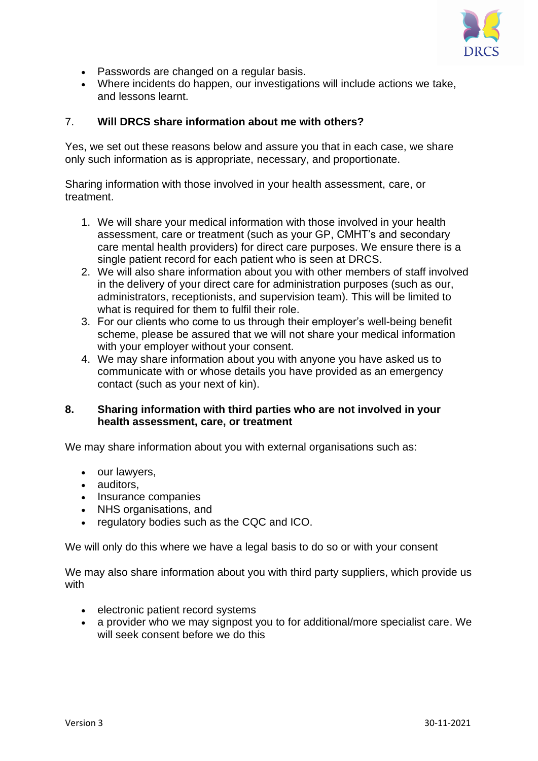- Passwords are changed on a regular basis.
- Where incidents do happen, our investigations will include actions we take, and lessons learnt.

## 7. Will DRCS share information about me with others?

Yes, we set out these reasons below and assure you that in each case, we share only such information as is appropriate, necessary, and proportionate.

Sharing information with those involved in your health assessment, care, or treatment.

1. We will share your medical information with those involved in your health assessment, care or treatment (such as your GP, CMHT's and secondary care mental health providers) for direct care purposes. We ensure there is a single patient record for each patient who is seen at DRCS.
2. We will also share information about you with other members of staff involved in the delivery of your direct care for administration purposes (such as our, administrators, receptionists, and supervision team). This will be limited to what is required for them to fulfil their role.
3. For our clients who come to us through their employer's well-being benefit scheme, please be assured that we will not share your medical information with your employer without your consent.
4. We may share information about you with anyone you have asked us to communicate with or whose details you have provided as an emergency contact (such as your next of kin).

## 8. Sharing information with third parties who are not involved in your health assessment, care, or treatment

We may share information about you with external organisations such as:

- our lawyers,
- auditors,
- Insurance companies
- NHS organisations, and
- regulatory bodies such as the CQC and ICO.

We will only do this where we have a legal basis to do so or with your consent

We may also share information about you with third party suppliers, which provide us with

- electronic patient record systems
- a provider who we may signpost you to for additional/more specialist care. We will seek consent before we do this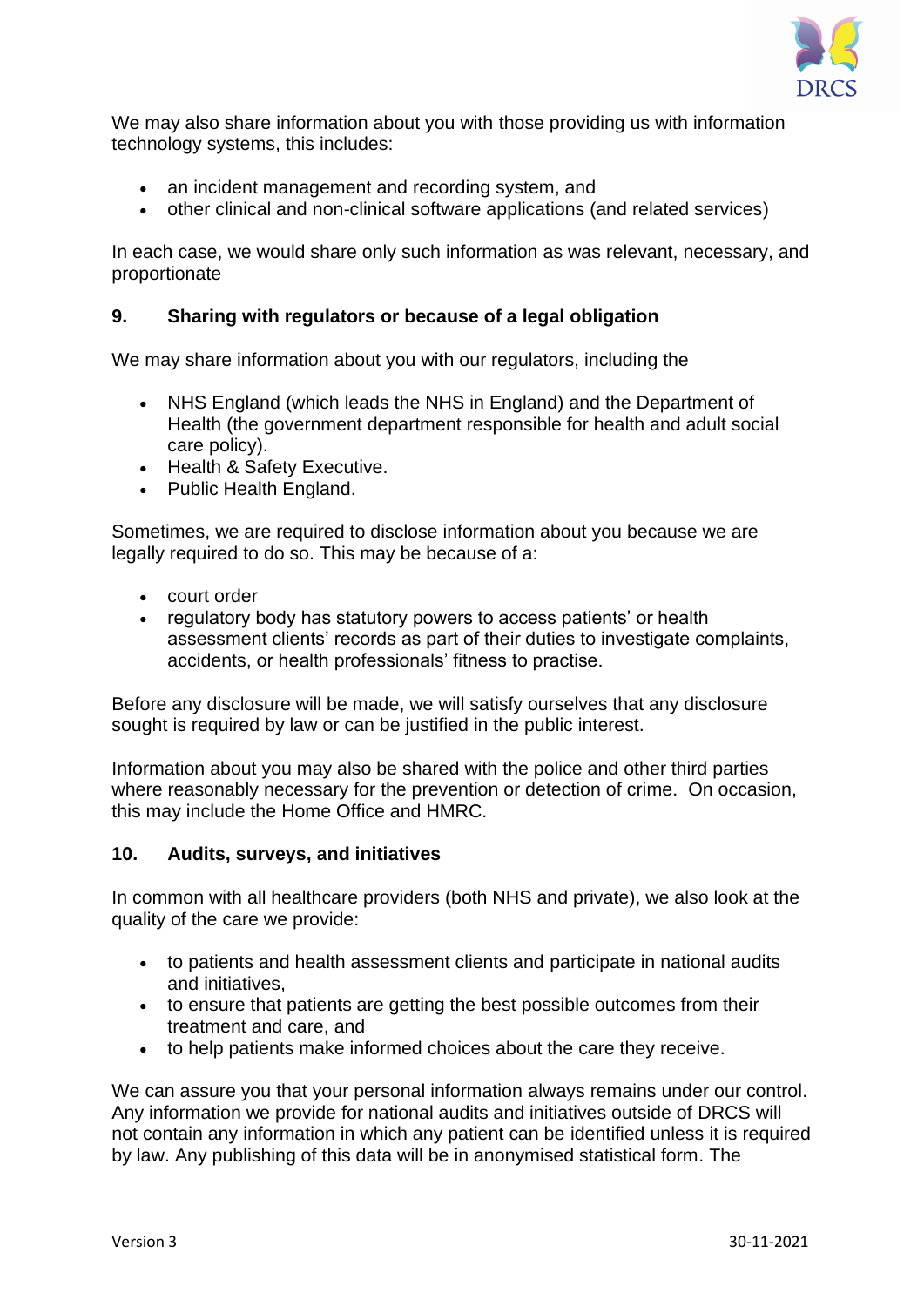We may also share information about you with those providing us with information technology systems, this includes:

- an incident management and recording system, and
- other clinical and non-clinical software applications (and related services)

In each case, we would share only such information as was relevant, necessary, and proportionate

## 9. Sharing with regulators or because of a legal obligation

We may share information about you with our regulators, including the

- NHS England (which leads the NHS in England) and the Department of Health (the government department responsible for health and adult social care policy).
- Health & Safety Executive.
- Public Health England.

Sometimes, we are required to disclose information about you because we are legally required to do so. This may be because of a:

- court order
- regulatory body has statutory powers to access patients' or health assessment clients' records as part of their duties to investigate complaints, accidents, or health professionals' fitness to practise.

Before any disclosure will be made, we will satisfy ourselves that any disclosure sought is required by law or can be justified in the public interest.

Information about you may also be shared with the police and other third parties where reasonably necessary for the prevention or detection of crime. On occasion, this may include the Home Office and HMRC.

## 10. Audits, surveys, and initiatives

In common with all healthcare providers (both NHS and private), we also look at the quality of the care we provide:

- to patients and health assessment clients and participate in national audits and initiatives,
- to ensure that patients are getting the best possible outcomes from their treatment and care, and
- to help patients make informed choices about the care they receive.

We can assure you that your personal information always remains under our control. Any information we provide for national audits and initiatives outside of DRCS will not contain any information in which any patient can be identified unless it is required by law. Any publishing of this data will be in anonymised statistical form. The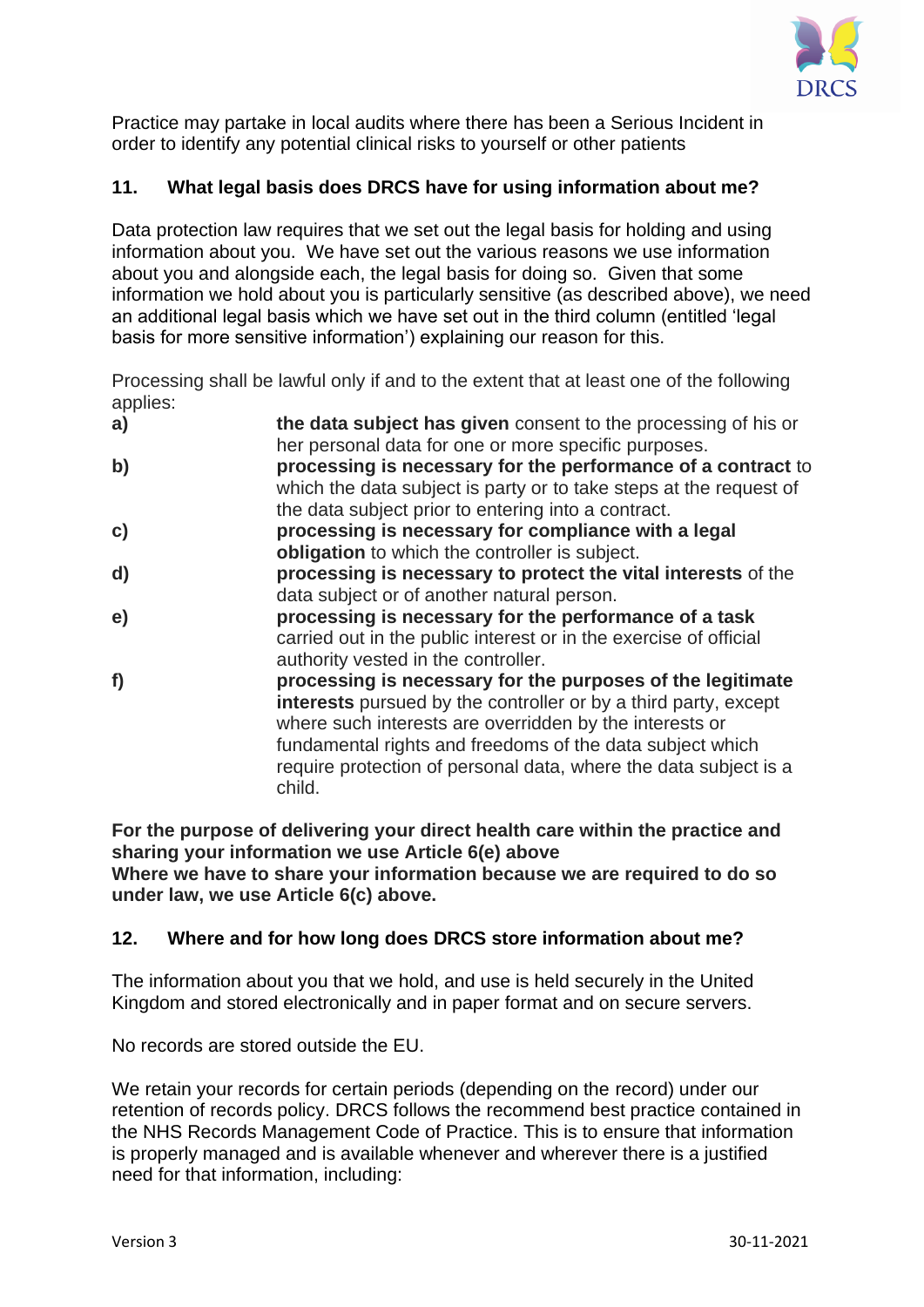Practice may partake in local audits where there has been a Serious Incident in order to identify any potential clinical risks to yourself or other patients

## 11. What legal basis does DRCS have for using information about me?

Data protection law requires that we set out the legal basis for holding and using information about you. We have set out the various reasons we use information about you and alongside each, the legal basis for doing so. Given that some information we hold about you is particularly sensitive (as described above), we need an additional legal basis which we have set out in the third column (entitled 'legal basis for more sensitive information') explaining our reason for this.

Processing shall be lawful only if and to the extent that at least one of the following applies:

| | |
|---|---|
| **a)** | **the data subject has given** consent to the processing of his or her personal data for one or more specific purposes. |
| **b)** | **processing is necessary for the performance of a contract** to which the data subject is party or to take steps at the request of the data subject prior to entering into a contract. |
| **c)** | **processing is necessary for compliance with a legal obligation** to which the controller is subject. |
| **d)** | **processing is necessary to protect the vital interests** of the data subject or of another natural person. |
| **e)** | **processing is necessary for the performance of a task** carried out in the public interest or in the exercise of official authority vested in the controller. |
| **f)** | **processing is necessary for the purposes of the legitimate interests** pursued by the controller or by a third party, except where such interests are overridden by the interests or fundamental rights and freedoms of the data subject which require protection of personal data, where the data subject is a child. |

**For the purpose of delivering your direct health care within the practice and sharing your information we use Article 6(e) above**
**Where we have to share your information because we are required to do so under law, we use Article 6(c) above.**

## 12. Where and for how long does DRCS store information about me?

The information about you that we hold, and use is held securely in the United Kingdom and stored electronically and in paper format and on secure servers.

No records are stored outside the EU.

We retain your records for certain periods (depending on the record) under our retention of records policy. DRCS follows the recommend best practice contained in the NHS Records Management Code of Practice. This is to ensure that information is properly managed and is available whenever and wherever there is a justified need for that information, including: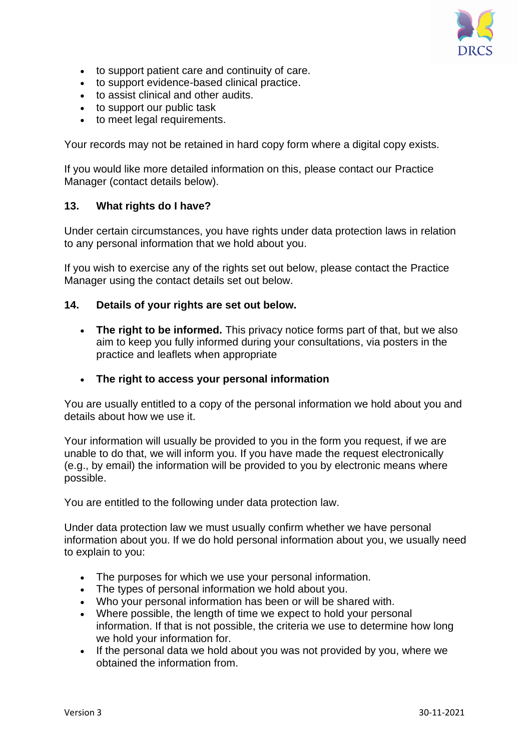- to support patient care and continuity of care.
- to support evidence-based clinical practice.
- to assist clinical and other audits.
- to support our public task
- to meet legal requirements.

Your records may not be retained in hard copy form where a digital copy exists.

If you would like more detailed information on this, please contact our Practice Manager (contact details below).

## 13. What rights do I have?

Under certain circumstances, you have rights under data protection laws in relation to any personal information that we hold about you.

If you wish to exercise any of the rights set out below, please contact the Practice Manager using the contact details set out below.

## 14. Details of your rights are set out below.

- **The right to be informed.** This privacy notice forms part of that, but we also aim to keep you fully informed during your consultations, via posters in the practice and leaflets when appropriate

- **The right to access your personal information**

You are usually entitled to a copy of the personal information we hold about you and details about how we use it.

Your information will usually be provided to you in the form you request, if we are unable to do that, we will inform you. If you have made the request electronically (e.g., by email) the information will be provided to you by electronic means where possible.

You are entitled to the following under data protection law.

Under data protection law we must usually confirm whether we have personal information about you. If we do hold personal information about you, we usually need to explain to you:

- The purposes for which we use your personal information.
- The types of personal information we hold about you.
- Who your personal information has been or will be shared with.
- Where possible, the length of time we expect to hold your personal information. If that is not possible, the criteria we use to determine how long we hold your information for.
- If the personal data we hold about you was not provided by you, where we obtained the information from.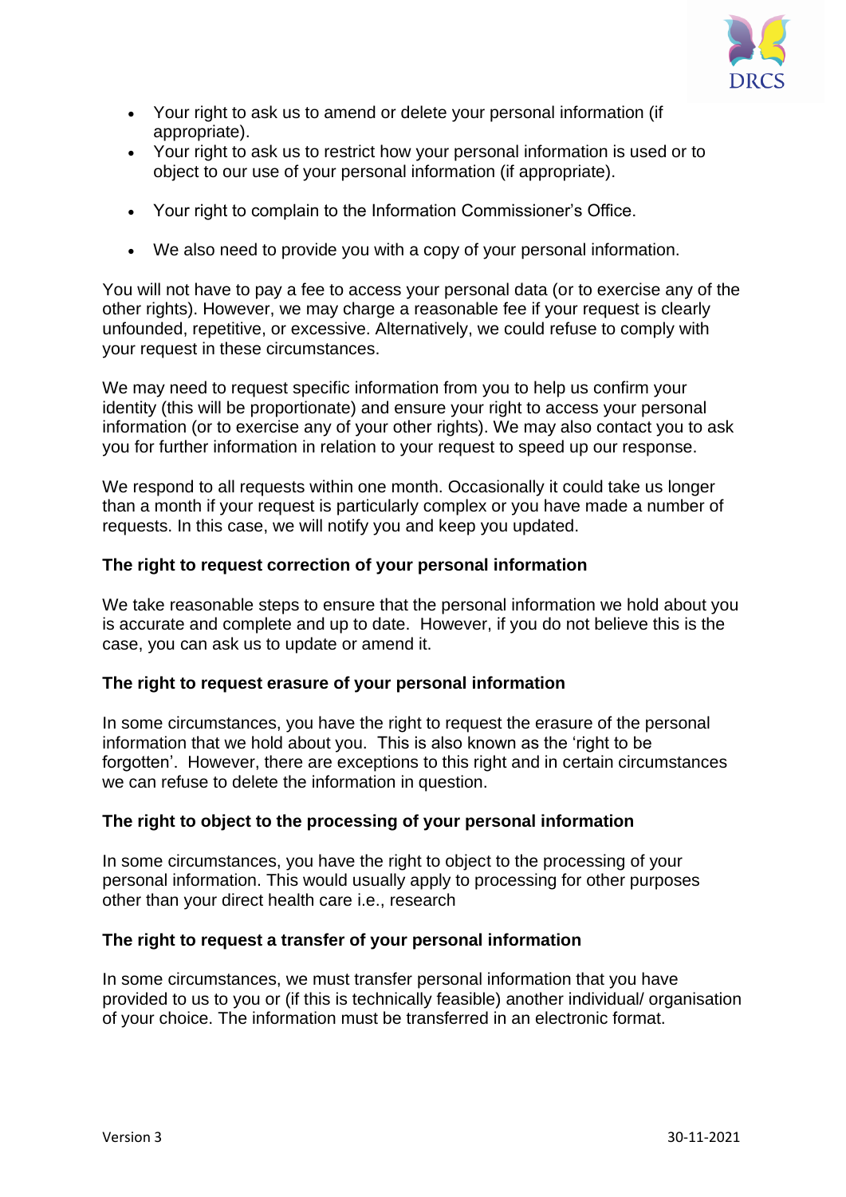- Your right to ask us to amend or delete your personal information (if appropriate).
- Your right to ask us to restrict how your personal information is used or to object to our use of your personal information (if appropriate).
- Your right to complain to the Information Commissioner's Office.
- We also need to provide you with a copy of your personal information.

You will not have to pay a fee to access your personal data (or to exercise any of the other rights). However, we may charge a reasonable fee if your request is clearly unfounded, repetitive, or excessive. Alternatively, we could refuse to comply with your request in these circumstances.

We may need to request specific information from you to help us confirm your identity (this will be proportionate) and ensure your right to access your personal information (or to exercise any of your other rights). We may also contact you to ask you for further information in relation to your request to speed up our response.

We respond to all requests within one month. Occasionally it could take us longer than a month if your request is particularly complex or you have made a number of requests. In this case, we will notify you and keep you updated.

**The right to request correction of your personal information**

We take reasonable steps to ensure that the personal information we hold about you is accurate and complete and up to date. However, if you do not believe this is the case, you can ask us to update or amend it.

**The right to request erasure of your personal information**

In some circumstances, you have the right to request the erasure of the personal information that we hold about you. This is also known as the 'right to be forgotten'. However, there are exceptions to this right and in certain circumstances we can refuse to delete the information in question.

**The right to object to the processing of your personal information**

In some circumstances, you have the right to object to the processing of your personal information. This would usually apply to processing for other purposes other than your direct health care i.e., research

**The right to request a transfer of your personal information**

In some circumstances, we must transfer personal information that you have provided to us to you or (if this is technically feasible) another individual/ organisation of your choice. The information must be transferred in an electronic format.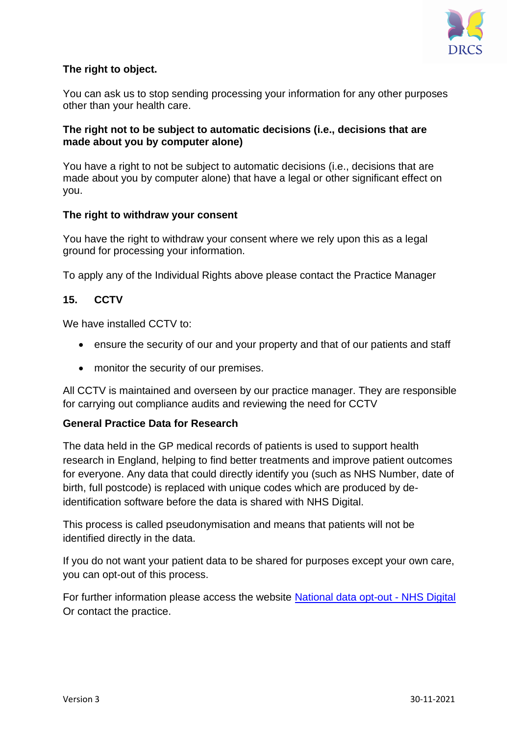**The right to object.**

You can ask us to stop sending processing your information for any other purposes other than your health care.

**The right not to be subject to automatic decisions (i.e., decisions that are made about you by computer alone)**

You have a right to not be subject to automatic decisions (i.e., decisions that are made about you by computer alone) that have a legal or other significant effect on you.

**The right to withdraw your consent**

You have the right to withdraw your consent where we rely upon this as a legal ground for processing your information.

To apply any of the Individual Rights above please contact the Practice Manager

## 15. CCTV

We have installed CCTV to:

- ensure the security of our and your property and that of our patients and staff
- monitor the security of our premises.

All CCTV is maintained and overseen by our practice manager. They are responsible for carrying out compliance audits and reviewing the need for CCTV

**General Practice Data for Research**

The data held in the GP medical records of patients is used to support health research in England, helping to find better treatments and improve patient outcomes for everyone. Any data that could directly identify you (such as NHS Number, date of birth, full postcode) is replaced with unique codes which are produced by de-identification software before the data is shared with NHS Digital.

This process is called pseudonymisation and means that patients will not be identified directly in the data.

If you do not want your patient data to be shared for purposes except your own care, you can opt-out of this process.

For further information please access the website National data opt-out - NHS Digital Or contact the practice.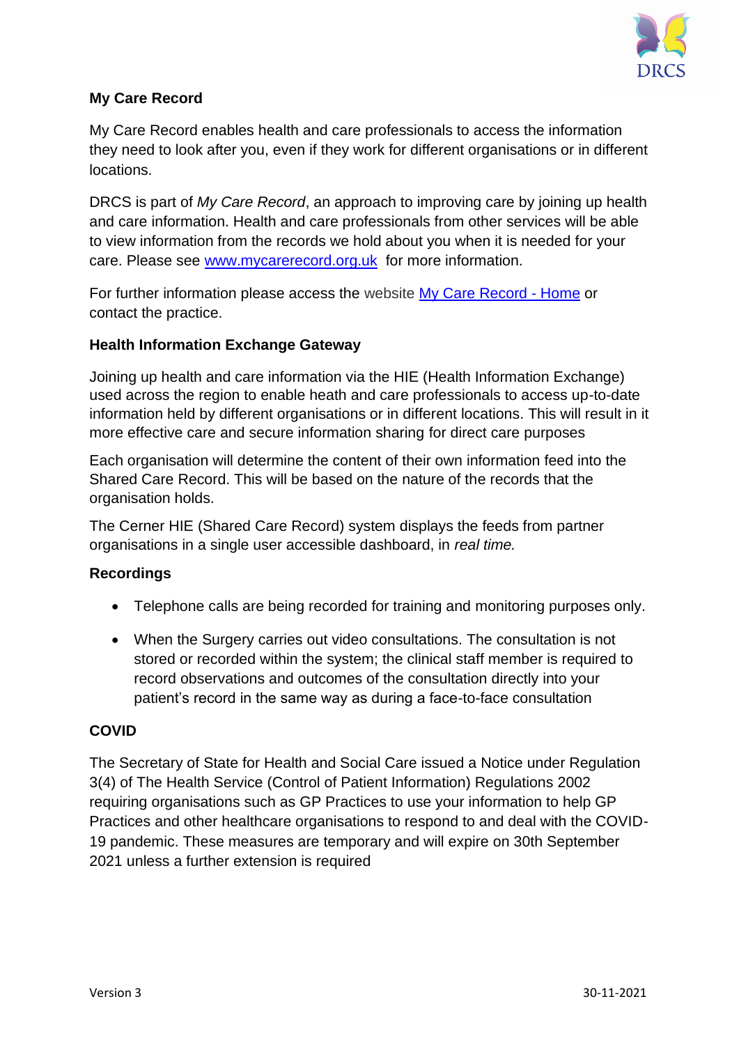**My Care Record**

My Care Record enables health and care professionals to access the information they need to look after you, even if they work for different organisations or in different locations.

DRCS is part of *My Care Record*, an approach to improving care by joining up health and care information. Health and care professionals from other services will be able to view information from the records we hold about you when it is needed for your care. Please see [www.mycarerecord.org.uk](http://www.mycarerecord.org.uk) for more information.

For further information please access the website [My Care Record - Home](http://www.mycarerecord.org.uk) or contact the practice.

**Health Information Exchange Gateway**

Joining up health and care information via the HIE (Health Information Exchange) used across the region to enable heath and care professionals to access up-to-date information held by different organisations or in different locations. This will result in it more effective care and secure information sharing for direct care purposes

Each organisation will determine the content of their own information feed into the Shared Care Record. This will be based on the nature of the records that the organisation holds.

The Cerner HIE (Shared Care Record) system displays the feeds from partner organisations in a single user accessible dashboard, in *real time.*

**Recordings**

- Telephone calls are being recorded for training and monitoring purposes only.
- When the Surgery carries out video consultations. The consultation is not stored or recorded within the system; the clinical staff member is required to record observations and outcomes of the consultation directly into your patient's record in the same way as during a face-to-face consultation

**COVID**

The Secretary of State for Health and Social Care issued a Notice under Regulation 3(4) of The Health Service (Control of Patient Information) Regulations 2002 requiring organisations such as GP Practices to use your information to help GP Practices and other healthcare organisations to respond to and deal with the COVID-19 pandemic. These measures are temporary and will expire on 30th September 2021 unless a further extension is required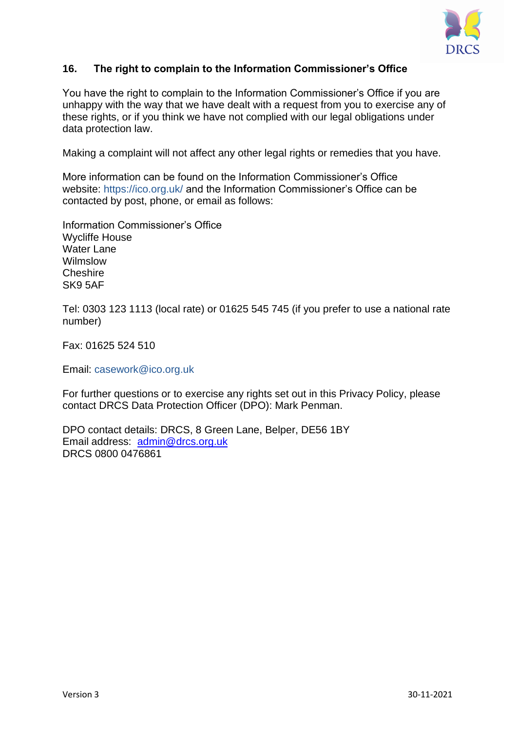## 16. The right to complain to the Information Commissioner's Office

You have the right to complain to the Information Commissioner's Office if you are unhappy with the way that we have dealt with a request from you to exercise any of these rights, or if you think we have not complied with our legal obligations under data protection law.

Making a complaint will not affect any other legal rights or remedies that you have.

More information can be found on the Information Commissioner's Office website: https://ico.org.uk/ and the Information Commissioner's Office can be contacted by post, phone, or email as follows:

Information Commissioner's Office
Wycliffe House
Water Lane
Wilmslow
Cheshire
SK9 5AF

Tel: 0303 123 1113 (local rate) or 01625 545 745 (if you prefer to use a national rate number)

Fax: 01625 524 510

Email: casework@ico.org.uk

For further questions or to exercise any rights set out in this Privacy Policy, please contact DRCS Data Protection Officer (DPO): Mark Penman.

DPO contact details: DRCS, 8 Green Lane, Belper, DE56 1BY
Email address: admin@drcs.org.uk
DRCS 0800 0476861

Version 3 30-11-2021